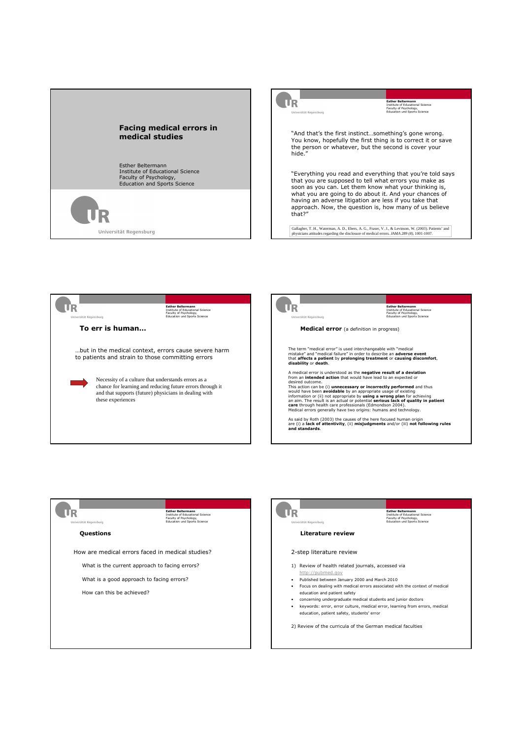# Facing medical errors in medical studies

Esther Beltermann
Institute of Educational Science
Faculty of Psychology,
Education and Sports Science

Universität Regensburg

---

"And that's the first instinct…something's gone wrong. You know, hopefully the first thing is to correct it or save the person or whatever, but the second is cover your hide."

"Everything you read and everything that you're told says that you are supposed to tell what errors you make as soon as you can. Let them know what your thinking is, what you are going to do about it. And your chances of having an adverse litigation are less if you take that approach. Now, the question is, how many of us believe that?"

Gallagher, T. H., Waterman, A. D., Ebers, A. G., Fraser, V. J., & Levinson, W. (2003). Patients' and physicians attitudes regarding the disclosure of medical errors. *JAMA 289 (8)*, 1001-1007.

---

## To err is human…

…but in the medical context, errors cause severe harm to patients and strain to those committing errors

Necessity of a culture that understands errors as a chance for learning and reducing future errors through it and that supports (future) physicians in dealing with these experiences

---

## Medical error (a definition in progress)

The term "medical error" is used interchangeable with "medical mistake" and "medical failure" in order to describe an **adverse event** that **affects a patient** by **prolonging treatment** or **causing discomfort**, **disability** or **death**.

A medical error is understood as the **negative result of a deviation** from an **intended action** that would have lead to an expected or desired outcome.
This action can be (i) **unnecessary or incorrectly performed** and thus would have been **avoidable** by an appropriate usage of existing information or (ii) not appropriate by **using a wrong plan** for achieving an aim. The result is an actual or potential **serious lack of quality in patient care** through health care professionals (Edmondson 2004).
Medical errors generally have two origins: humans and technology.

As said by Roth (2003) the causes of the here focused human origin are (i) a **lack of attentivity**, (ii) **misjudgments** and/or (iii) **not following rules and standards**.

---

## Questions

How are medical errors faced in medical studies?

- What is the current approach to facing errors?
- What is a good approach to facing errors?
- How can this be achieved?

---

## Literature review

2-step literature review

1) Review of health related journals, accessed via http://pubmed.gov
   - Published between January 2000 and March 2010
   - Focus on dealing with medical errors associated with the context of medical education and patient safety
   - concerning undergraduate medical students and junior doctors
   - keywords: error, error culture, medical error, learning from errors, medical education, patient safety, students' error

2) Review of the curricula of the German medical faculties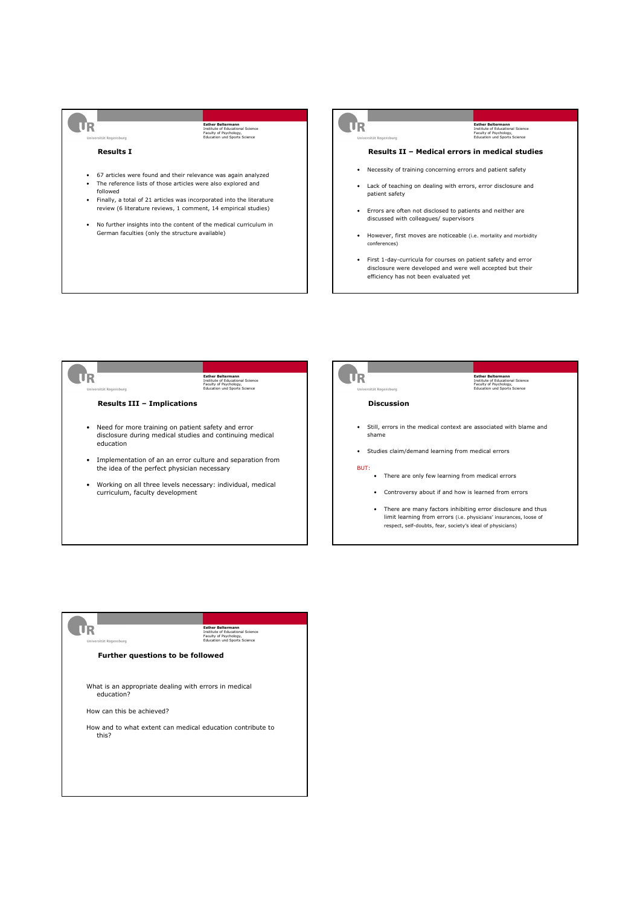## Results I

- 67 articles were found and their relevance was again analyzed
- The reference lists of those articles were also explored and followed
- Finally, a total of 21 articles was incorporated into the literature review (6 literature reviews, 1 comment, 14 empirical studies)
- No further insights into the content of the medical curriculum in German faculties (only the structure available)

## Results II – Medical errors in medical studies

- Necessity of training concerning errors and patient safety
- Lack of teaching on dealing with errors, error disclosure and patient safety
- Errors are often not disclosed to patients and neither are discussed with colleagues/ supervisors
- However, first moves are noticeable (i.e. mortality and morbidity conferences)
- First 1-day-curricula for courses on patient safety and error disclosure were developed and were well accepted but their efficiency has not been evaluated yet

## Results III – Implications

- Need for more training on patient safety and error disclosure during medical studies and continuing medical education
- Implementation of an an error culture and separation from the idea of the perfect physician necessary
- Working on all three levels necessary: individual, medical curriculum, faculty development

## Discussion

- Still, errors in the medical context are associated with blame and shame
- Studies claim/demand learning from medical errors

BUT:

- There are only few learning from medical errors
- Controversy about if and how is learned from errors
- There are many factors inhibiting error disclosure and thus limit learning from errors (i.e. physicians' insurances, loose of respect, self-doubts, fear, society's ideal of physicians)

## Further questions to be followed

What is an appropriate dealing with errors in medical education?

How can this be achieved?

How and to what extent can medical education contribute to this?